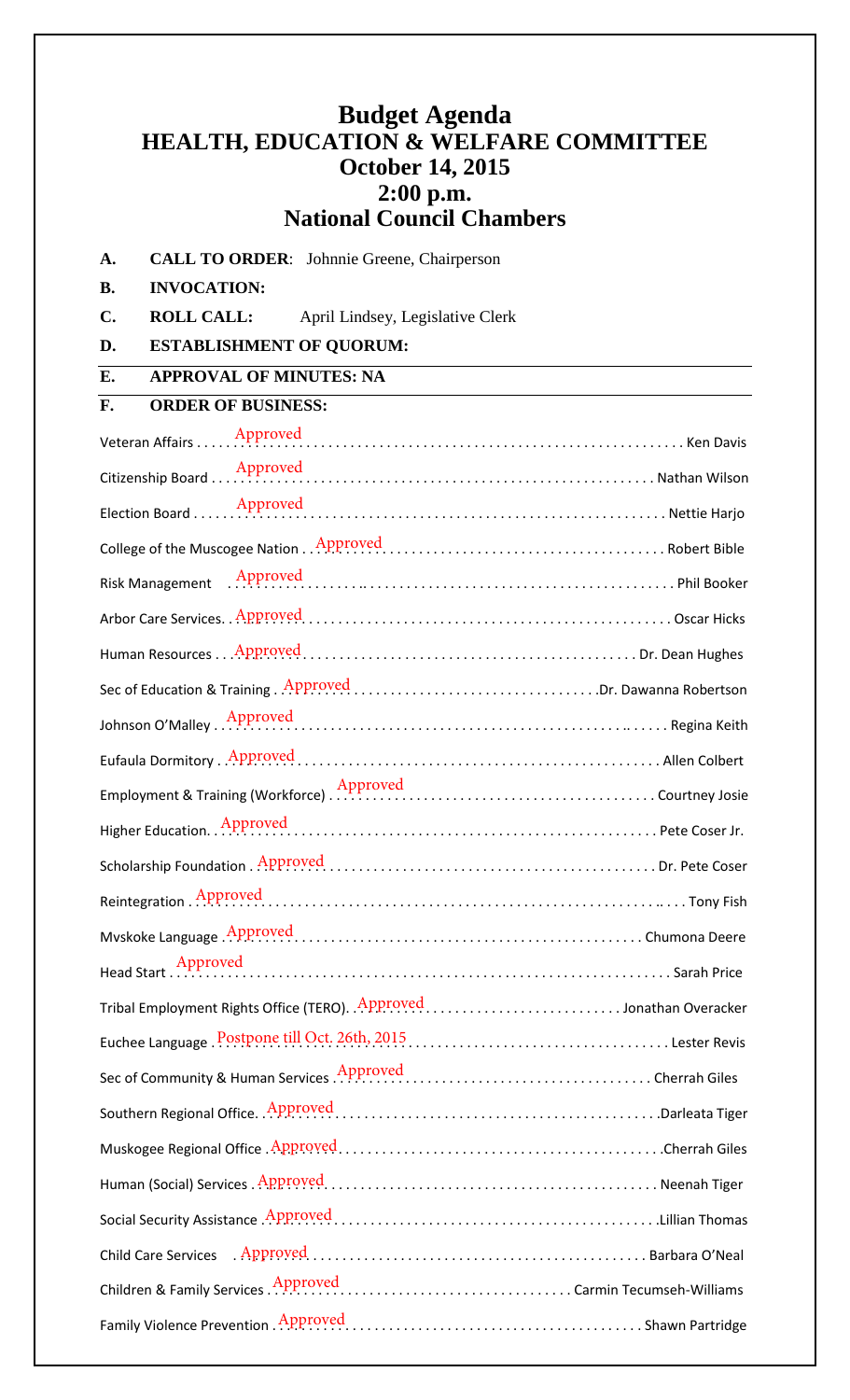# Budget Agenda
## HEALTH, EDUCATION & WELFARE COMMITTEE
### October 14, 2015
### 2:00 p.m.
### National Council Chambers

**A. CALL TO ORDER**: Johnnie Greene, Chairperson

**B. INVOCATION:**

**C. ROLL CALL:** April Lindsey, Legislative Clerk

**D. ESTABLISHMENT OF QUORUM:**

**E. APPROVAL OF MINUTES: NA**

**F. ORDER OF BUSINESS:**

| Item | Action | Presenter |
|---|---|---|
| Veteran Affairs | Approved | Ken Davis |
| Citizenship Board | Approved | Nathan Wilson |
| Election Board | Approved | Nettie Harjo |
| College of the Muscogee Nation | Approved | Robert Bible |
| Risk Management | Approved | Phil Booker |
| Arbor Care Services | Approved | Oscar Hicks |
| Human Resources | Approved | Dr. Dean Hughes |
| Sec of Education & Training | Approved | Dr. Dawanna Robertson |
| Johnson O'Malley | Approved | Regina Keith |
| Eufaula Dormitory | Approved | Allen Colbert |
| Employment & Training (Workforce) | Approved | Courtney Josie |
| Higher Education | Approved | Pete Coser Jr. |
| Scholarship Foundation | Approved | Dr. Pete Coser |
| Reintegration | Approved | Tony Fish |
| Mvskoke Language | Approved | Chumona Deere |
| Head Start | Approved | Sarah Price |
| Tribal Employment Rights Office (TERO) | Approved | Jonathan Overacker |
| Euchee Language | Postpone till Oct. 26th, 2015 | Lester Revis |
| Sec of Community & Human Services | Approved | Cherrah Giles |
| Southern Regional Office | Approved | Darleata Tiger |
| Muskogee Regional Office | Approved | Cherrah Giles |
| Human (Social) Services | Approved | Neenah Tiger |
| Social Security Assistance | Approved | Lillian Thomas |
| Child Care Services | Approved | Barbara O'Neal |
| Children & Family Services | Approved | Carmin Tecumseh-Williams |
| Family Violence Prevention | Approved | Shawn Partridge |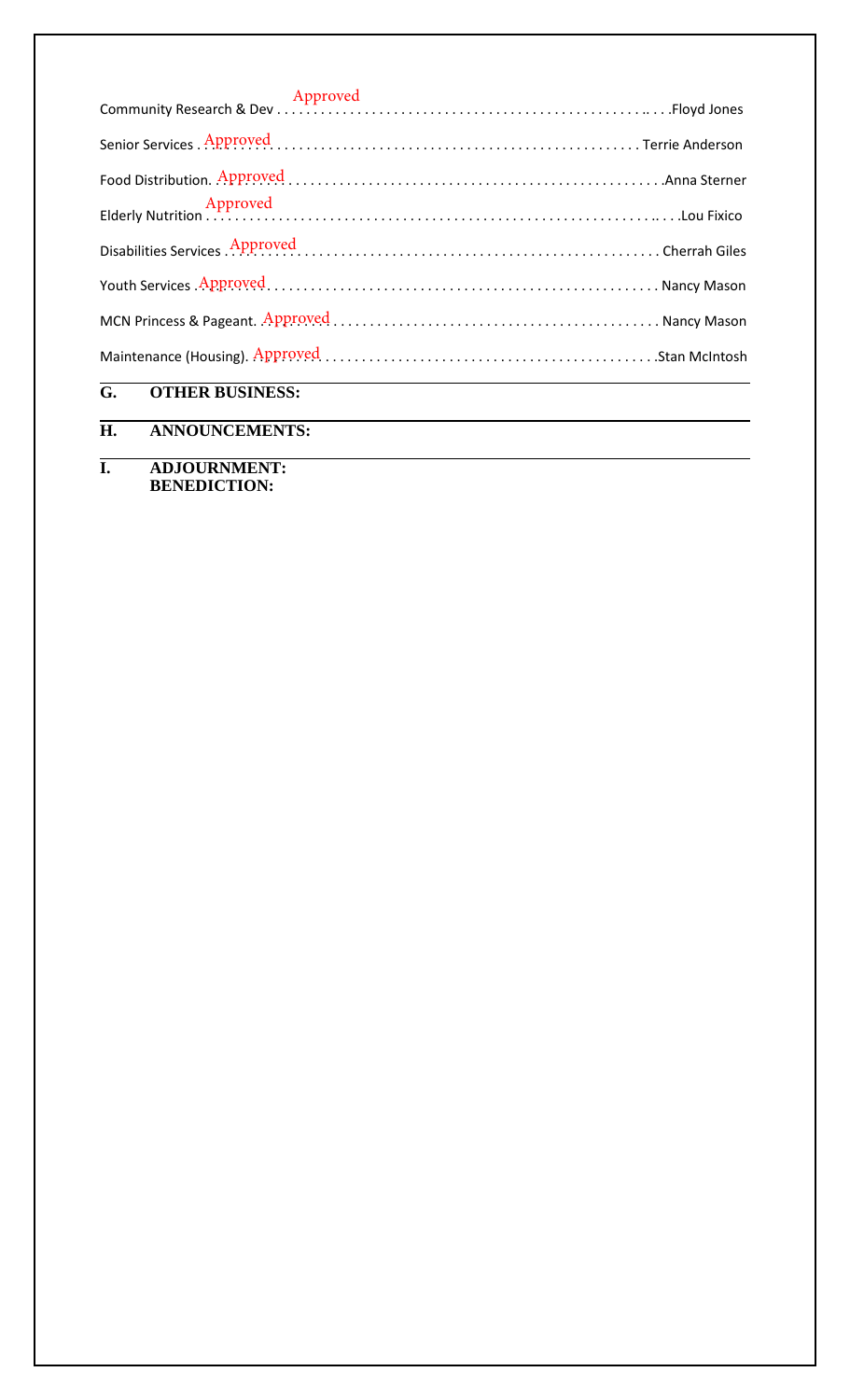Community Research & Dev . . . . . . . . Approved . . . . . . . . Floyd Jones

Senior Services . . . Approved . . . . . . . . Terrie Anderson

Food Distribution. . . Approved . . . . . . . . Anna Sterner

Elderly Nutrition . . . . Approved . . . . . . . . Lou Fixico

Disabilities Services . . . Approved . . . . . . . . Cherrah Giles

Youth Services . . . Approved . . . . . . . . Nancy Mason

MCN Princess & Pageant. . . Approved . . . . . . . . Nancy Mason

Maintenance (Housing). . Approved . . . . . . . . Stan McIntosh

**G. OTHER BUSINESS:**

**H. ANNOUNCEMENTS:**

**I. ADJOURNMENT:**
**BENEDICTION:**